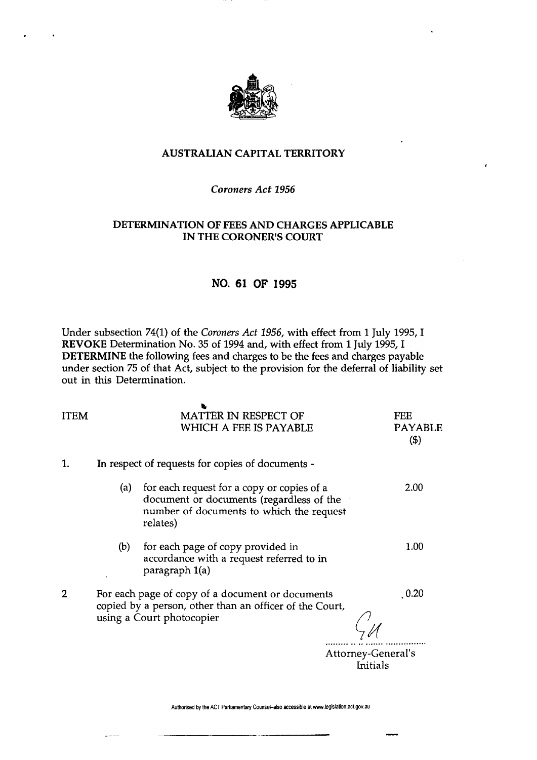# AUSTRALIAN CAPITAL TERRITORY

*Coroners Act 1956*

## DETERMINATION OF FEES AND CHARGES APPLICABLE IN THE CORONER'S COURT

## NO. 61 OF 1995

Under subsection 74(1) of the *Coroners Act 1956*, with effect from 1 July 1995, I **REVOKE** Determination No. 35 of 1994 and, with effect from 1 July 1995, I **DETERMINE** the following fees and charges to be the fees and charges payable under section 75 of that Act, subject to the provision for the deferral of liability set out in this Determination.

| ITEM | MATTER IN RESPECT OF WHICH A FEE IS PAYABLE | FEE PAYABLE ($) |
|---|---|---|
| 1. | In respect of requests for copies of documents - | |
| | (a) for each request for a copy or copies of a document or documents (regardless of the number of documents to which the request relates) | 2.00 |
| | (b) for each page of copy provided in accordance with a request referred to in paragraph 1(a) | 1.00 |
| 2 | For each page of copy of a document or documents copied by a person, other than an officer of the Court, using a Court photocopier | 0.20 |

Attorney-General's Initials

Authorised by the ACT Parliamentary Counsel–also accessible at www.legislation.act.gov.au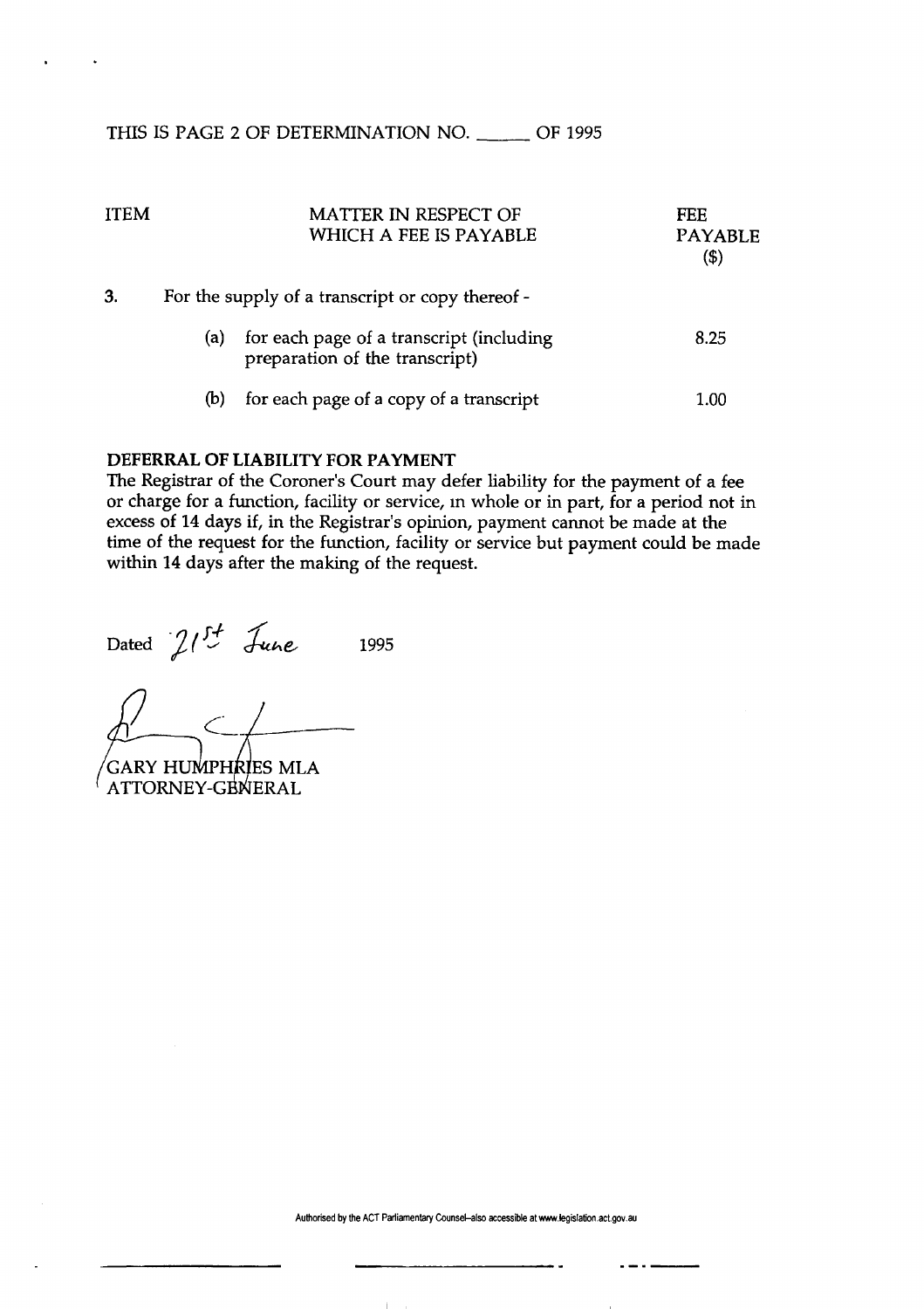THIS IS PAGE 2 OF DETERMINATION NO. ______ OF 1995

| ITEM | | MATTER IN RESPECT OF WHICH A FEE IS PAYABLE | FEE PAYABLE ($) |
|---|---|---|---|
| 3. | For the supply of a transcript or copy thereof - | | |
| | (a) | for each page of a transcript (including preparation of the transcript) | 8.25 |
| | (b) | for each page of a copy of a transcript | 1.00 |

**DEFERRAL OF LIABILITY FOR PAYMENT**

The Registrar of the Coroner's Court may defer liability for the payment of a fee or charge for a function, facility or service, in whole or in part, for a period not in excess of 14 days if, in the Registrar's opinion, payment cannot be made at the time of the request for the function, facility or service but payment could be made within 14 days after the making of the request.

Dated 21st June 1995

GARY HUMPHRIES MLA
ATTORNEY-GENERAL

Authorised by the ACT Parliamentary Counsel–also accessible at www.legislation.act.gov.au